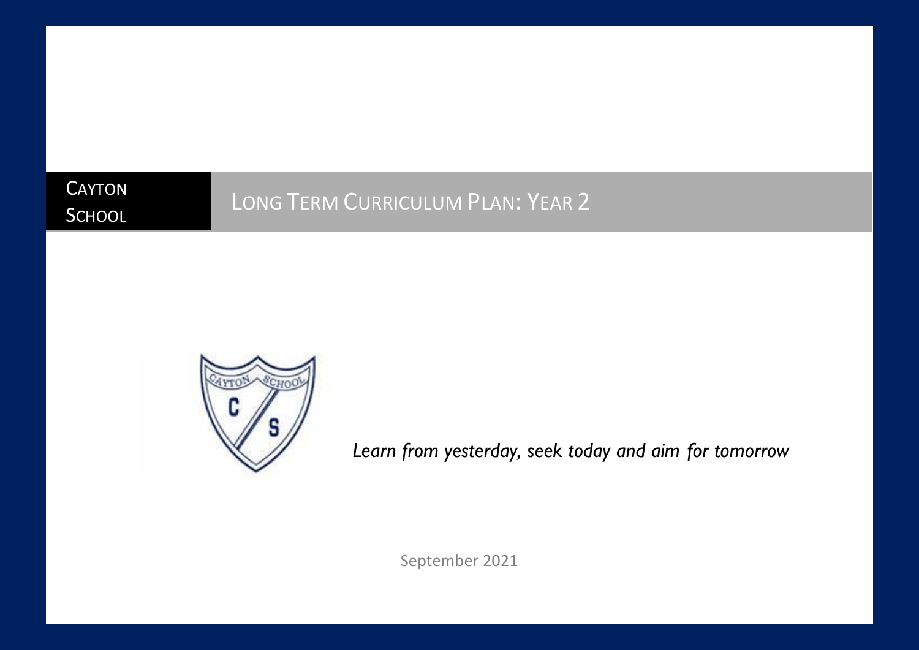Cayton School

# Long Term Curriculum Plan: Year 2

*Learn from yesterday, seek today and aim for tomorrow*

September 2021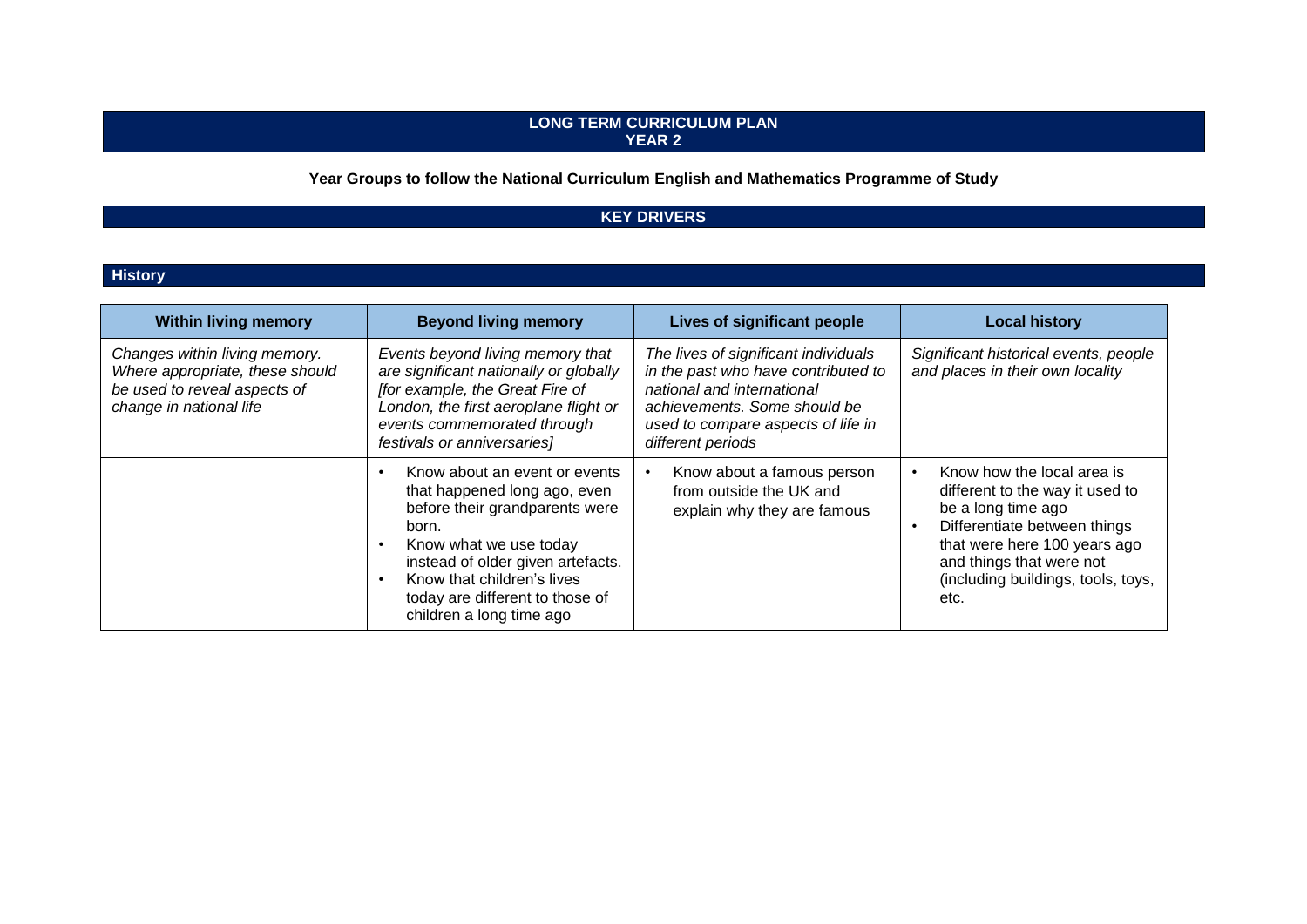# LONG TERM CURRICULUM PLAN
# YEAR 2

**Year Groups to follow the National Curriculum English and Mathematics Programme of Study**

## KEY DRIVERS

### History

| Within living memory | Beyond living memory | Lives of significant people | Local history |
|---|---|---|---|
| *Changes within living memory. Where appropriate, these should be used to reveal aspects of change in national life* | *Events beyond living memory that are significant nationally or globally [for example, the Great Fire of London, the first aeroplane flight or events commemorated through festivals or anniversaries]* | *The lives of significant individuals in the past who have contributed to national and international achievements. Some should be used to compare aspects of life in different periods* | *Significant historical events, people and places in their own locality* |
| | • Know about an event or events that happened long ago, even before their grandparents were born.<br>• Know what we use today instead of older given artefacts.<br>• Know that children's lives today are different to those of children a long time ago | • Know about a famous person from outside the UK and explain why they are famous | • Know how the local area is different to the way it used to be a long time ago<br>• Differentiate between things that were here 100 years ago and things that were not (including buildings, tools, toys, etc. |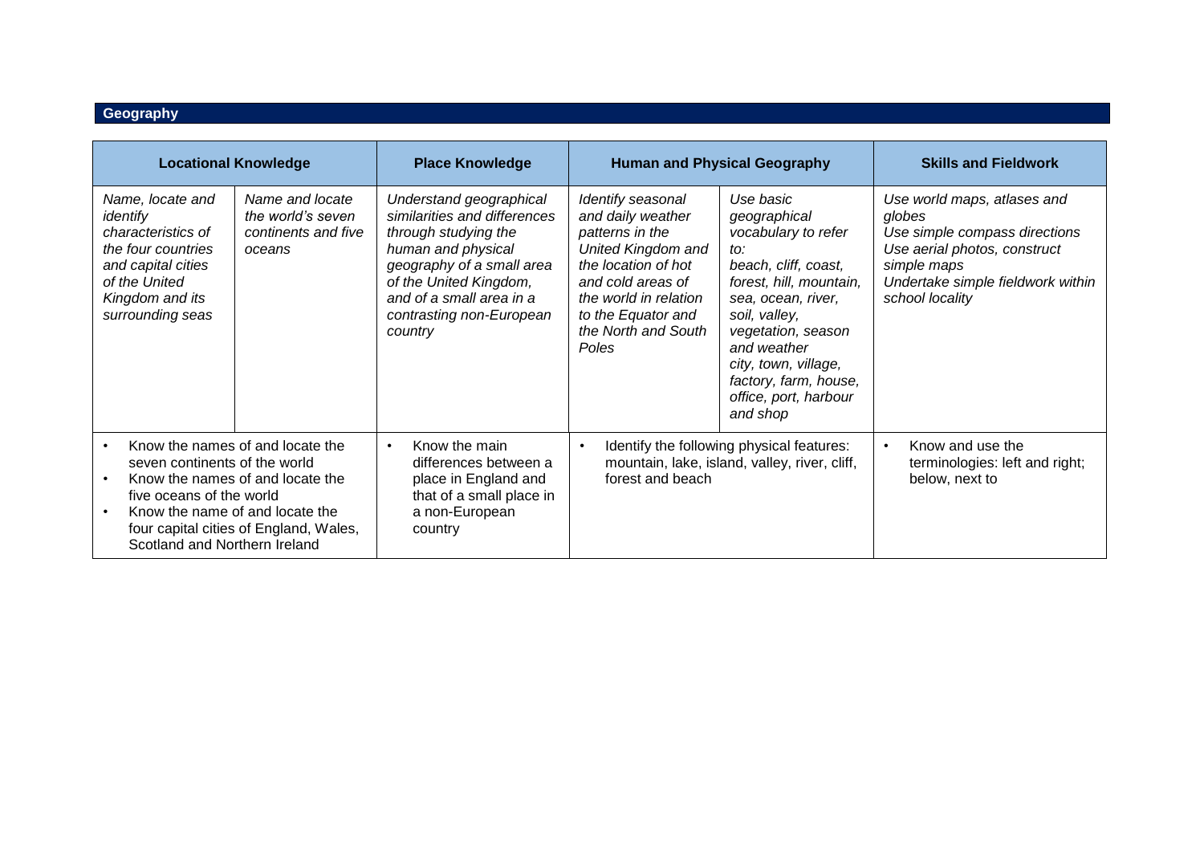## Geography

| Locational Knowledge | | Place Knowledge | Human and Physical Geography | | Skills and Fieldwork |
|---|---|---|---|---|---|
| *Name, locate and identify characteristics of the four countries and capital cities of the United Kingdom and its surrounding seas* | *Name and locate the world's seven continents and five oceans* | *Understand geographical similarities and differences through studying the human and physical geography of a small area of the United Kingdom, and of a small area in a contrasting non-European country* | *Identify seasonal and daily weather patterns in the United Kingdom and the location of hot and cold areas of the world in relation to the Equator and the North and South Poles* | *Use basic geographical vocabulary to refer to:<br>beach, cliff, coast, forest, hill, mountain, sea, ocean, river, soil, valley, vegetation, season and weather<br>city, town, village, factory, farm, house, office, port, harbour and shop* | *Use world maps, atlases and globes<br>Use simple compass directions<br>Use aerial photos, construct simple maps<br>Undertake simple fieldwork within school locality* |
| • Know the names of and locate the seven continents of the world<br>• Know the names of and locate the five oceans of the world<br>• Know the name of and locate the four capital cities of England, Wales, Scotland and Northern Ireland | | • Know the main differences between a place in England and that of a small place in a non-European country | • Identify the following physical features: mountain, lake, island, valley, river, cliff, forest and beach | | • Know and use the terminologies: left and right; below, next to |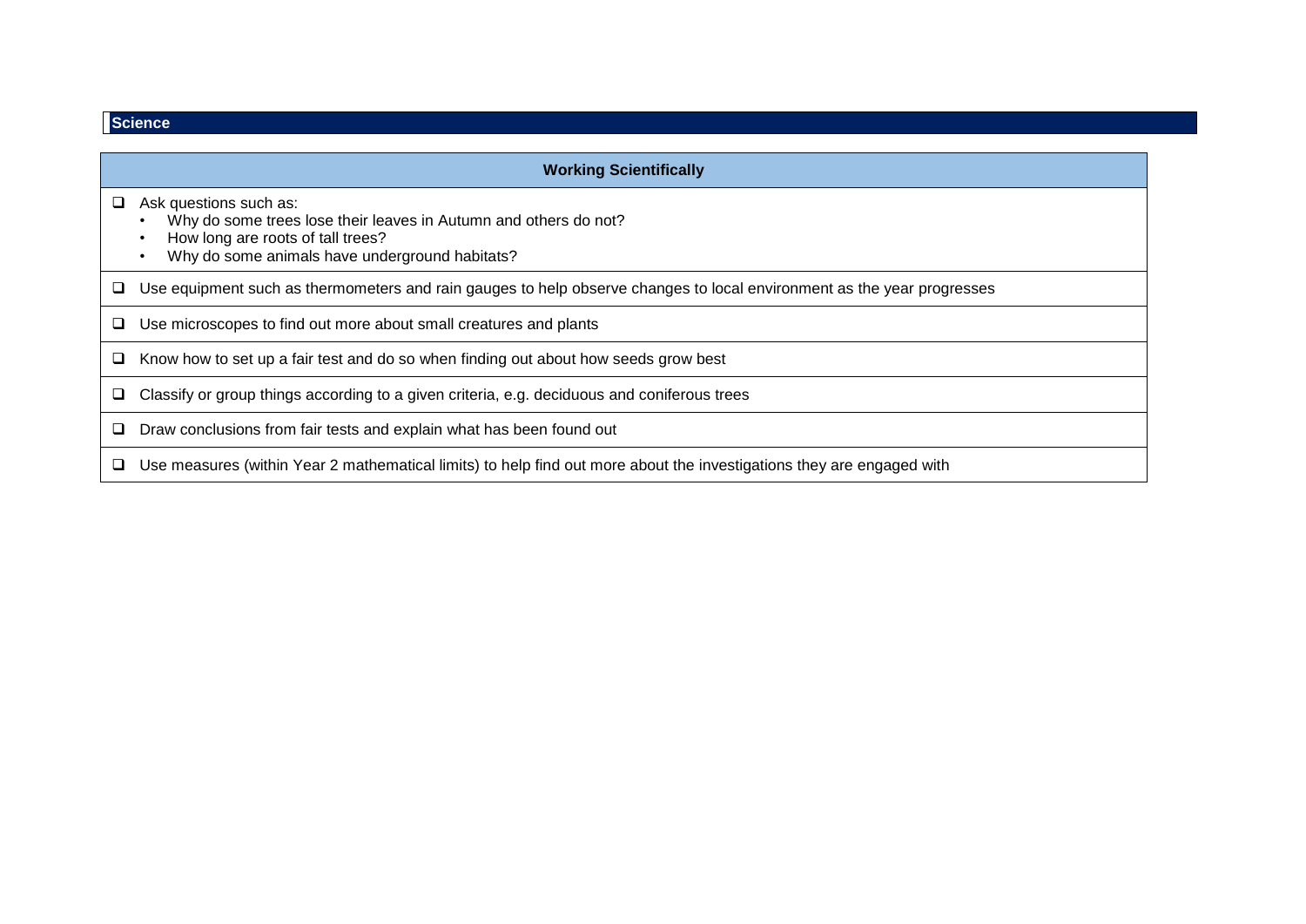## Science

| Working Scientifically |
|---|
| ❑ Ask questions such as:<br>• Why do some trees lose their leaves in Autumn and others do not?<br>• How long are roots of tall trees?<br>• Why do some animals have underground habitats? |
| ❑ Use equipment such as thermometers and rain gauges to help observe changes to local environment as the year progresses |
| ❑ Use microscopes to find out more about small creatures and plants |
| ❑ Know how to set up a fair test and do so when finding out about how seeds grow best |
| ❑ Classify or group things according to a given criteria, e.g. deciduous and coniferous trees |
| ❑ Draw conclusions from fair tests and explain what has been found out |
| ❑ Use measures (within Year 2 mathematical limits) to help find out more about the investigations they are engaged with |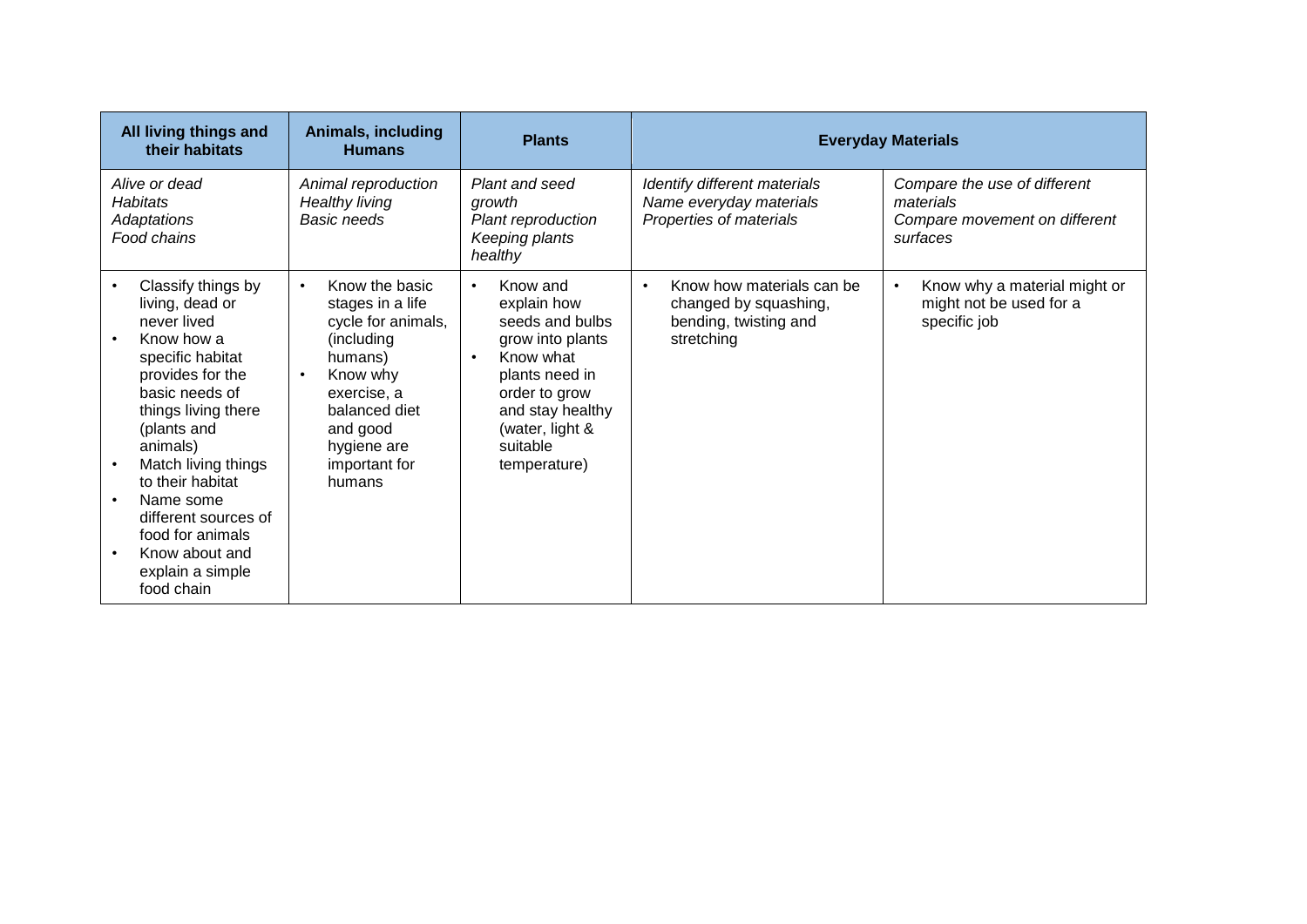| All living things and their habitats | Animals, including Humans | Plants | Everyday Materials | |
|---|---|---|---|---|
| *Alive or dead*<br>*Habitats*<br>*Adaptations*<br>*Food chains* | *Animal reproduction*<br>*Healthy living*<br>*Basic needs* | *Plant and seed growth*<br>*Plant reproduction*<br>*Keeping plants healthy* | *Identify different materials*<br>*Name everyday materials*<br>*Properties of materials* | *Compare the use of different materials*<br>*Compare movement on different surfaces* |
| • Classify things by living, dead or never lived<br>• Know how a specific habitat provides for the basic needs of things living there (plants and animals)<br>• Match living things to their habitat<br>• Name some different sources of food for animals<br>• Know about and explain a simple food chain | • Know the basic stages in a life cycle for animals, (including humans)<br>• Know why exercise, a balanced diet and good hygiene are important for humans | • Know and explain how seeds and bulbs grow into plants<br>• Know what plants need in order to grow and stay healthy (water, light & suitable temperature) | • Know how materials can be changed by squashing, bending, twisting and stretching | • Know why a material might or might not be used for a specific job |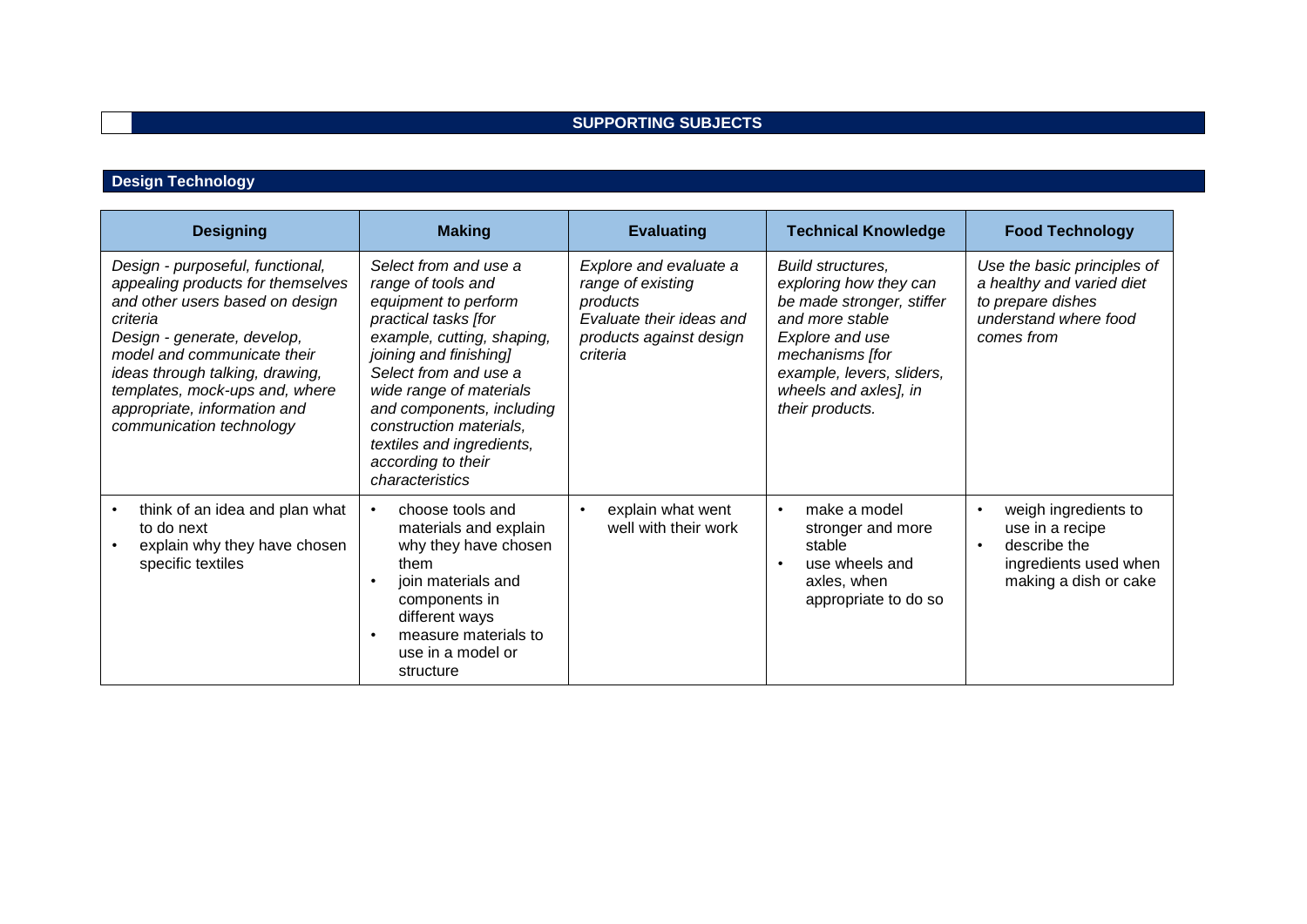## SUPPORTING SUBJECTS

### Design Technology

| Designing | Making | Evaluating | Technical Knowledge | Food Technology |
|---|---|---|---|---|
| *Design - purposeful, functional, appealing products for themselves and other users based on design criteria*<br>*Design - generate, develop, model and communicate their ideas through talking, drawing, templates, mock-ups and, where appropriate, information and communication technology* | *Select from and use a range of tools and equipment to perform practical tasks [for example, cutting, shaping, joining and finishing]*<br>*Select from and use a wide range of materials and components, including construction materials, textiles and ingredients, according to their characteristics* | *Explore and evaluate a range of existing products*<br>*Evaluate their ideas and products against design criteria* | *Build structures, exploring how they can be made stronger, stiffer and more stable*<br>*Explore and use mechanisms [for example, levers, sliders, wheels and axles], in their products.* | *Use the basic principles of a healthy and varied diet to prepare dishes*<br>*understand where food comes from* |
| • think of an idea and plan what to do next<br>• explain why they have chosen specific textiles | • choose tools and materials and explain why they have chosen them<br>• join materials and components in different ways<br>• measure materials to use in a model or structure | • explain what went well with their work | • make a model stronger and more stable<br>• use wheels and axles, when appropriate to do so | • weigh ingredients to use in a recipe<br>• describe the ingredients used when making a dish or cake |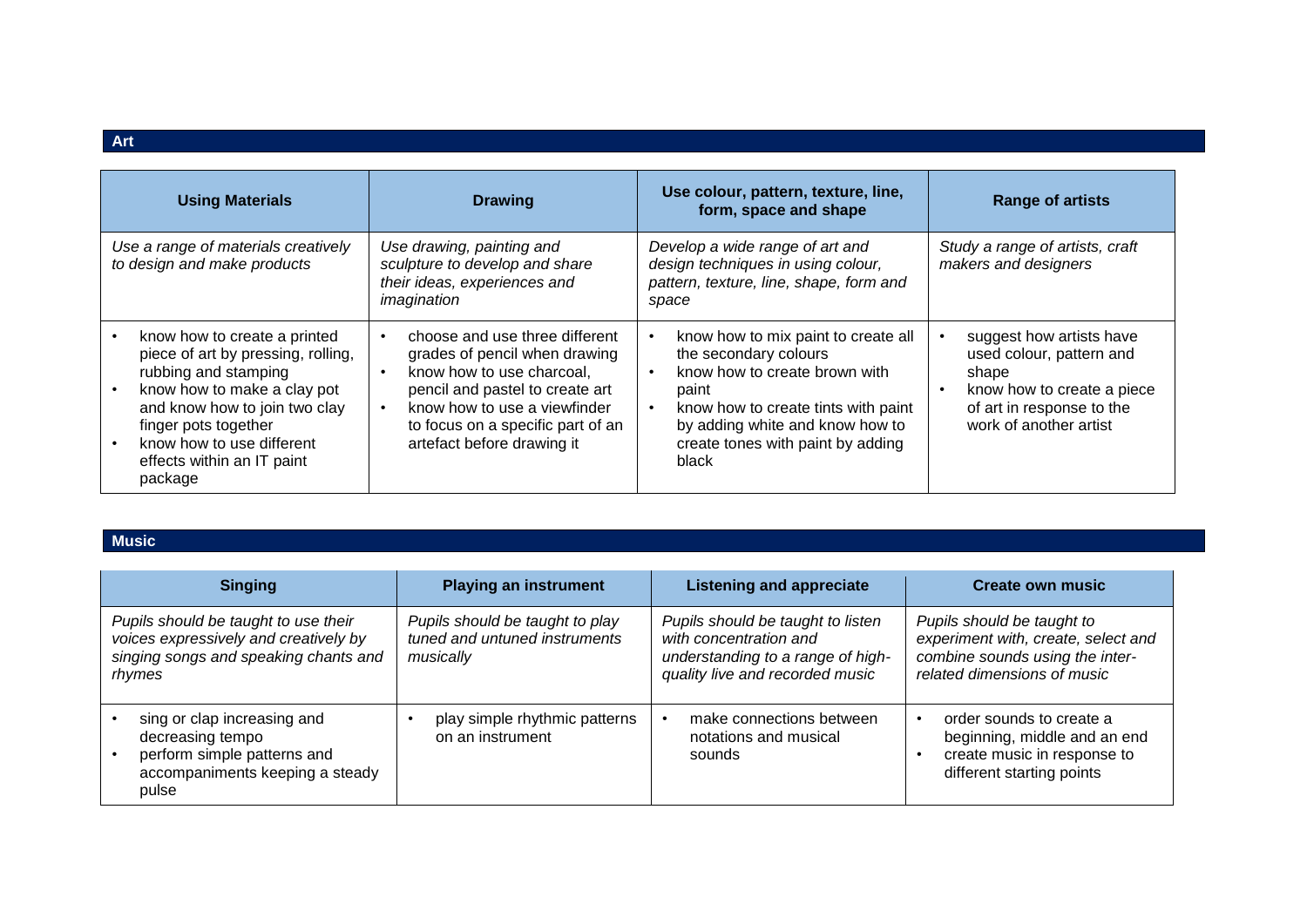## Art

| Using Materials | Drawing | Use colour, pattern, texture, line, form, space and shape | Range of artists |
| --- | --- | --- | --- |
| *Use a range of materials creatively to design and make products* | *Use drawing, painting and sculpture to develop and share their ideas, experiences and imagination* | *Develop a wide range of art and design techniques in using colour, pattern, texture, line, shape, form and space* | *Study a range of artists, craft makers and designers* |
| • know how to create a printed piece of art by pressing, rolling, rubbing and stamping<br>• know how to make a clay pot and know how to join two clay finger pots together<br>• know how to use different effects within an IT paint package | • choose and use three different grades of pencil when drawing<br>• know how to use charcoal, pencil and pastel to create art<br>• know how to use a viewfinder to focus on a specific part of an artefact before drawing it | • know how to mix paint to create all the secondary colours<br>• know how to create brown with paint<br>• know how to create tints with paint by adding white and know how to create tones with paint by adding black | • suggest how artists have used colour, pattern and shape<br>• know how to create a piece of art in response to the work of another artist |

## Music

| Singing | Playing an instrument | Listening and appreciate | Create own music |
| --- | --- | --- | --- |
| *Pupils should be taught to use their voices expressively and creatively by singing songs and speaking chants and rhymes* | *Pupils should be taught to play tuned and untuned instruments musically* | *Pupils should be taught to listen with concentration and understanding to a range of high-quality live and recorded music* | *Pupils should be taught to experiment with, create, select and combine sounds using the inter-related dimensions of music* |
| • sing or clap increasing and decreasing tempo<br>• perform simple patterns and accompaniments keeping a steady pulse | • play simple rhythmic patterns on an instrument | • make connections between notations and musical sounds | • order sounds to create a beginning, middle and an end<br>• create music in response to different starting points |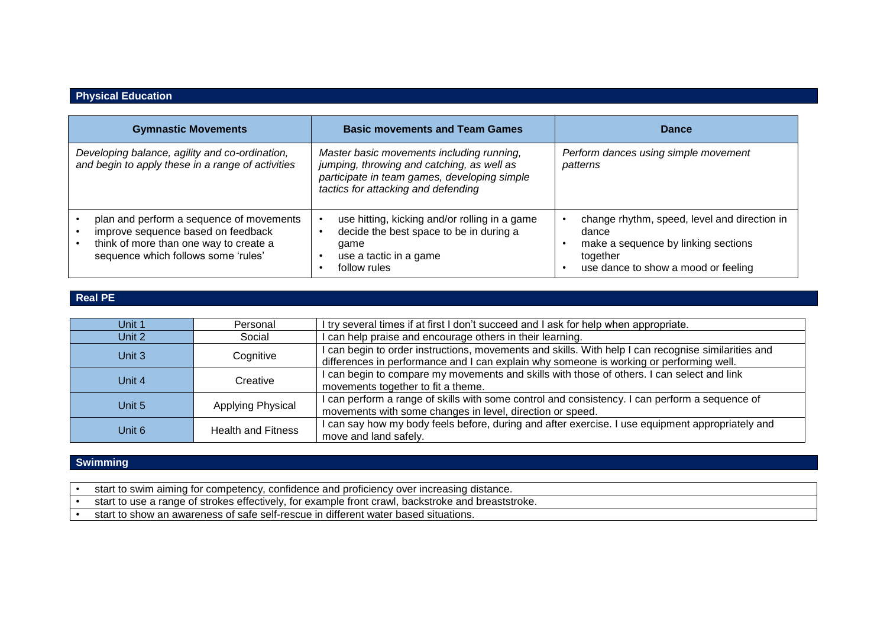## Physical Education

| Gymnastic Movements | Basic movements and Team Games | Dance |
| --- | --- | --- |
| *Developing balance, agility and co-ordination, and begin to apply these in a range of activities* | *Master basic movements including running, jumping, throwing and catching, as well as participate in team games, developing simple tactics for attacking and defending* | *Perform dances using simple movement patterns* |
| • plan and perform a sequence of movements<br>• improve sequence based on feedback<br>• think of more than one way to create a sequence which follows some 'rules' | • use hitting, kicking and/or rolling in a game<br>• decide the best space to be in during a game<br>• use a tactic in a game<br>• follow rules | • change rhythm, speed, level and direction in dance<br>• make a sequence by linking sections together<br>• use dance to show a mood or feeling |

## Real PE

| | | |
| --- | --- | --- |
| Unit 1 | Personal | I try several times if at first I don't succeed and I ask for help when appropriate. |
| Unit 2 | Social | I can help praise and encourage others in their learning. |
| Unit 3 | Cognitive | I can begin to order instructions, movements and skills. With help I can recognise similarities and differences in performance and I can explain why someone is working or performing well. |
| Unit 4 | Creative | I can begin to compare my movements and skills with those of others. I can select and link movements together to fit a theme. |
| Unit 5 | Applying Physical | I can perform a range of skills with some control and consistency. I can perform a sequence of movements with some changes in level, direction or speed. |
| Unit 6 | Health and Fitness | I can say how my body feels before, during and after exercise. I use equipment appropriately and move and land safely. |

## Swimming

- start to swim aiming for competency, confidence and proficiency over increasing distance.
- start to use a range of strokes effectively, for example front crawl, backstroke and breaststroke.
- start to show an awareness of safe self-rescue in different water based situations.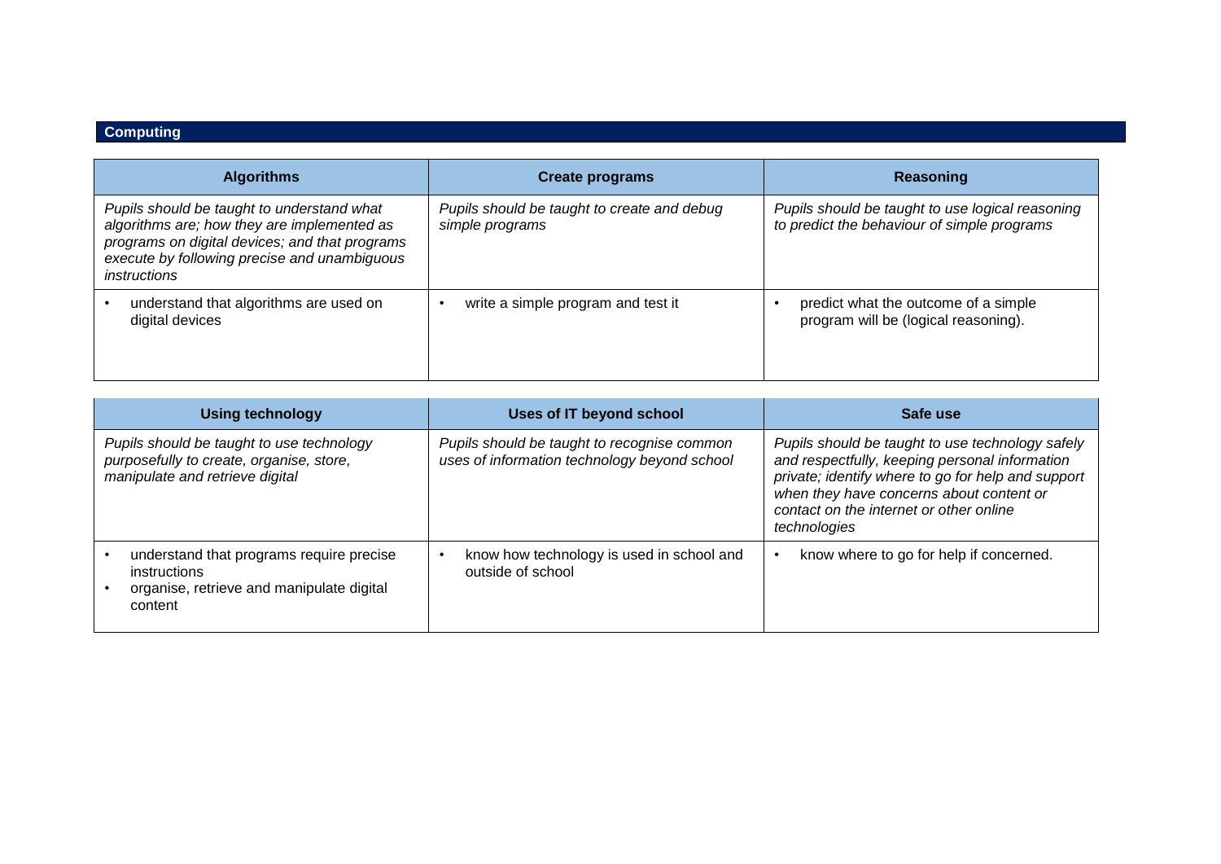## Computing

| Algorithms | Create programs | Reasoning |
| --- | --- | --- |
| *Pupils should be taught to understand what algorithms are; how they are implemented as programs on digital devices; and that programs execute by following precise and unambiguous instructions* | *Pupils should be taught to create and debug simple programs* | *Pupils should be taught to use logical reasoning to predict the behaviour of simple programs* |
| • understand that algorithms are used on digital devices | • write a simple program and test it | • predict what the outcome of a simple program will be (logical reasoning). |

| Using technology | Uses of IT beyond school | Safe use |
| --- | --- | --- |
| *Pupils should be taught to use technology purposefully to create, organise, store, manipulate and retrieve digital* | *Pupils should be taught to recognise common uses of information technology beyond school* | *Pupils should be taught to use technology safely and respectfully, keeping personal information private; identify where to go for help and support when they have concerns about content or contact on the internet or other online technologies* |
| • understand that programs require precise instructions<br>• organise, retrieve and manipulate digital content | • know how technology is used in school and outside of school | • know where to go for help if concerned. |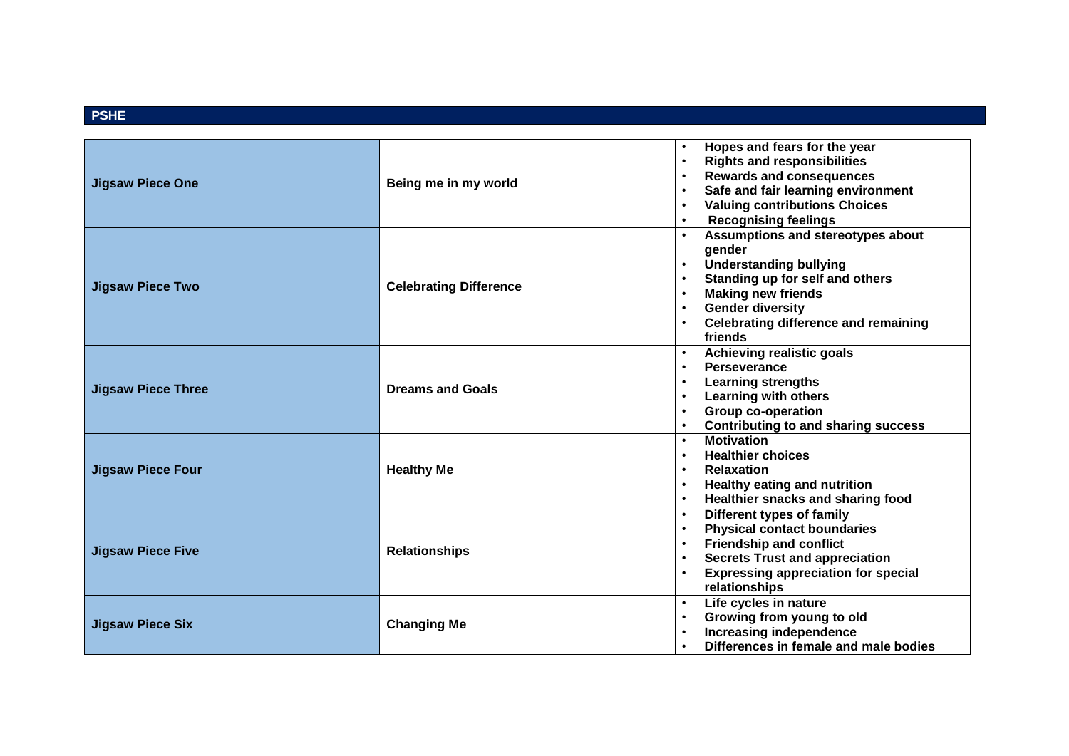## PSHE

| | | |
|---|---|---|
| **Jigsaw Piece One** | **Being me in my world** | • **Hopes and fears for the year**<br>• **Rights and responsibilities**<br>• **Rewards and consequences**<br>• **Safe and fair learning environment**<br>• **Valuing contributions Choices**<br>• **Recognising feelings** |
| **Jigsaw Piece Two** | **Celebrating Difference** | • **Assumptions and stereotypes about gender**<br>• **Understanding bullying**<br>• **Standing up for self and others**<br>• **Making new friends**<br>• **Gender diversity**<br>• **Celebrating difference and remaining friends** |
| **Jigsaw Piece Three** | **Dreams and Goals** | • **Achieving realistic goals**<br>• **Perseverance**<br>• **Learning strengths**<br>• **Learning with others**<br>• **Group co-operation**<br>• **Contributing to and sharing success** |
| **Jigsaw Piece Four** | **Healthy Me** | • **Motivation**<br>• **Healthier choices**<br>• **Relaxation**<br>• **Healthy eating and nutrition**<br>• **Healthier snacks and sharing food** |
| **Jigsaw Piece Five** | **Relationships** | • **Different types of family**<br>• **Physical contact boundaries**<br>• **Friendship and conflict**<br>• **Secrets Trust and appreciation**<br>• **Expressing appreciation for special relationships** |
| **Jigsaw Piece Six** | **Changing Me** | • **Life cycles in nature**<br>• **Growing from young to old**<br>• **Increasing independence**<br>• **Differences in female and male bodies** |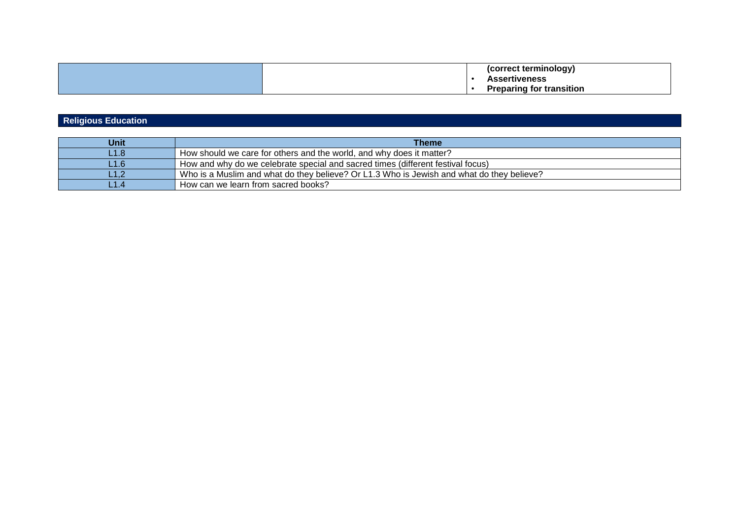| | | |
|---|---|---|
| | | (correct terminology)<br>• Assertiveness<br>• Preparing for transition |

## Religious Education

| Unit | Theme |
|---|---|
| L1.8 | How should we care for others and the world, and why does it matter? |
| L1.6 | How and why do we celebrate special and sacred times (different festival focus) |
| L1,2 | Who is a Muslim and what do they believe? Or L1.3 Who is Jewish and what do they believe? |
| L1.4 | How can we learn from sacred books? |